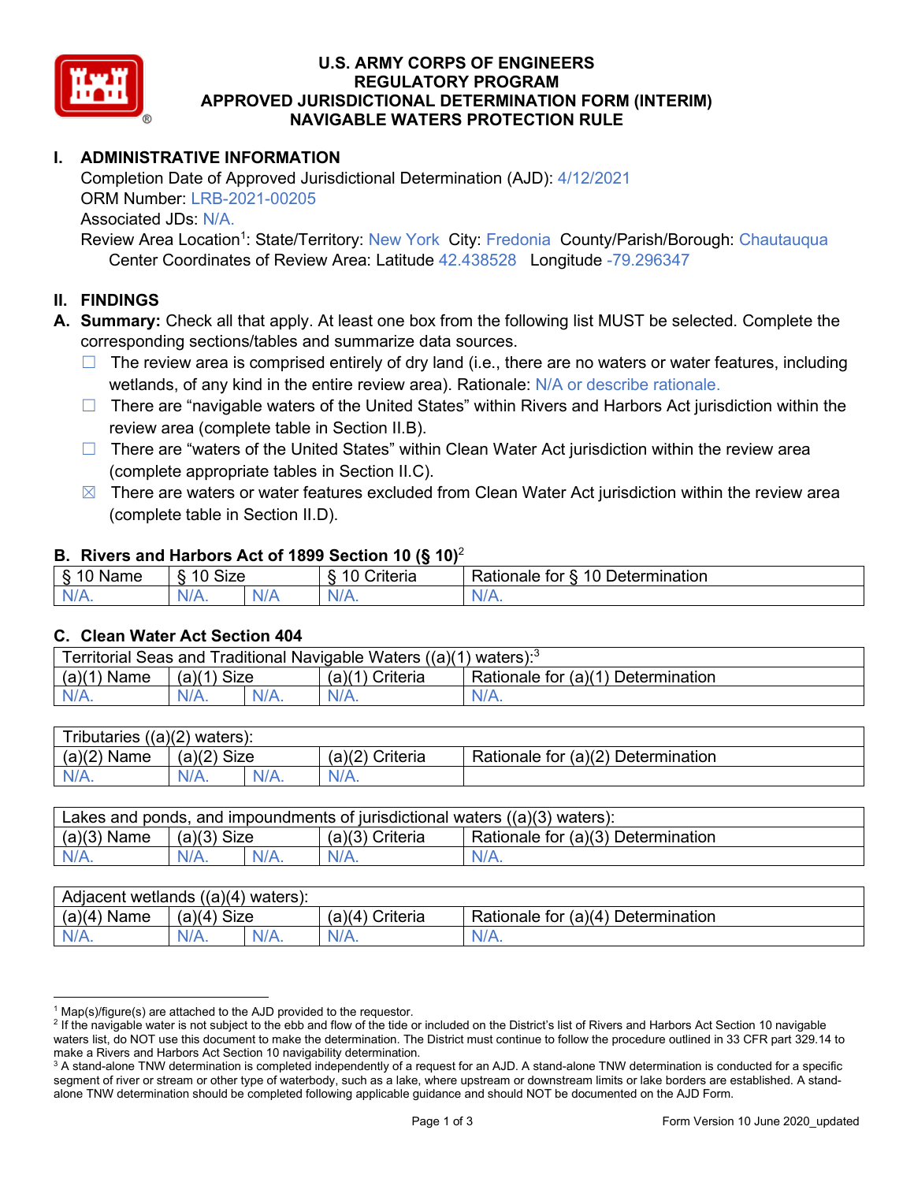# U.S. ARMY CORPS OF ENGINEERS
# REGULATORY PROGRAM
# APPROVED JURISDICTIONAL DETERMINATION FORM (INTERIM)
# NAVIGABLE WATERS PROTECTION RULE

## I. ADMINISTRATIVE INFORMATION

Completion Date of Approved Jurisdictional Determination (AJD): 4/12/2021
ORM Number: LRB-2021-00205
Associated JDs: N/A.
Review Area Location[1]: State/Territory: New York City: Fredonia County/Parish/Borough: Chautauqua
Center Coordinates of Review Area: Latitude 42.438528 Longitude -79.296347

## II. FINDINGS

**A. Summary:** Check all that apply. At least one box from the following list MUST be selected. Complete the corresponding sections/tables and summarize data sources.

- ☐ The review area is comprised entirely of dry land (i.e., there are no waters or water features, including wetlands, of any kind in the entire review area). Rationale: N/A or describe rationale.
- ☐ There are "navigable waters of the United States" within Rivers and Harbors Act jurisdiction within the review area (complete table in Section II.B).
- ☐ There are "waters of the United States" within Clean Water Act jurisdiction within the review area (complete appropriate tables in Section II.C).
- ☒ There are waters or water features excluded from Clean Water Act jurisdiction within the review area (complete table in Section II.D).

### B. Rivers and Harbors Act of 1899 Section 10 (§ 10)[2]

| § 10 Name | § 10 Size | | § 10 Criteria | Rationale for § 10 Determination |
|---|---|---|---|---|
| N/A. | N/A. | N/A | N/A. | N/A. |

### C. Clean Water Act Section 404

| Territorial Seas and Traditional Navigable Waters ((a)(1) waters):[3] | | | | |
|---|---|---|---|---|
| (a)(1) Name | (a)(1) Size | | (a)(1) Criteria | Rationale for (a)(1) Determination |
| N/A. | N/A. | N/A. | N/A. | N/A. |

| Tributaries ((a)(2) waters): | | | | |
|---|---|---|---|---|
| (a)(2) Name | (a)(2) Size | | (a)(2) Criteria | Rationale for (a)(2) Determination |
| N/A. | N/A. | N/A. | N/A. | |

| Lakes and ponds, and impoundments of jurisdictional waters ((a)(3) waters): | | | | |
|---|---|---|---|---|
| (a)(3) Name | (a)(3) Size | | (a)(3) Criteria | Rationale for (a)(3) Determination |
| N/A. | N/A. | N/A. | N/A. | N/A. |

| Adjacent wetlands ((a)(4) waters): | | | | |
|---|---|---|---|---|
| (a)(4) Name | (a)(4) Size | | (a)(4) Criteria | Rationale for (a)(4) Determination |
| N/A. | N/A. | N/A. | N/A. | N/A. |

---

[1] Map(s)/figure(s) are attached to the AJD provided to the requestor.
[2] If the navigable water is not subject to the ebb and flow of the tide or included on the District's list of Rivers and Harbors Act Section 10 navigable waters list, do NOT use this document to make the determination. The District must continue to follow the procedure outlined in 33 CFR part 329.14 to make a Rivers and Harbors Act Section 10 navigability determination.
[3] A stand-alone TNW determination is completed independently of a request for an AJD. A stand-alone TNW determination is conducted for a specific segment of river or stream or other type of waterbody, such as a lake, where upstream or downstream limits or lake borders are established. A stand-alone TNW determination should be completed following applicable guidance and should NOT be documented on the AJD Form.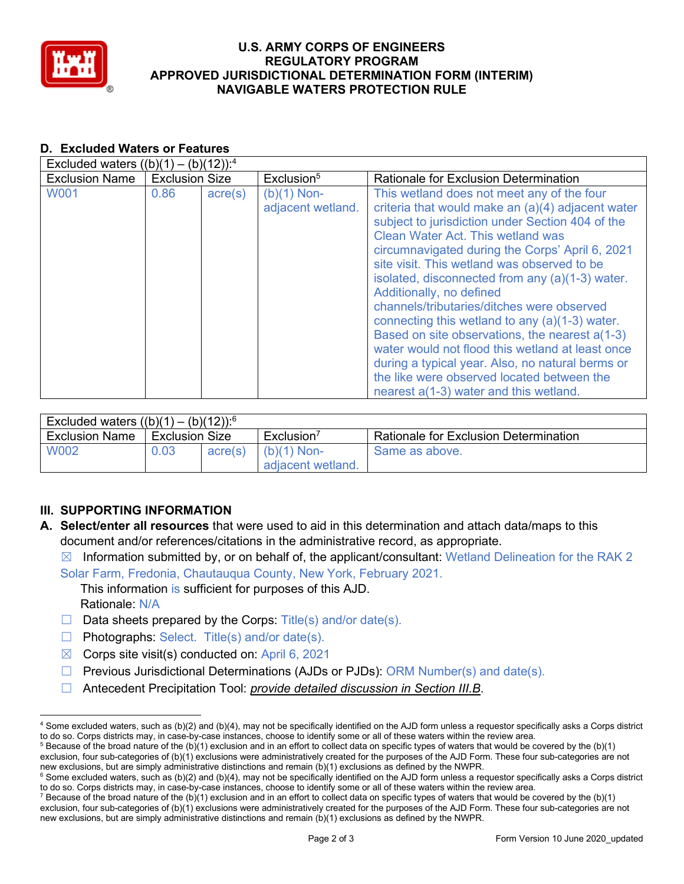## D. Excluded Waters or Features

| Excluded waters ((b)(1) – (b)(12)):[4] | | | | |
|---|---|---|---|---|
| Exclusion Name | Exclusion Size | | Exclusion[5] | Rationale for Exclusion Determination |
| W001 | 0.86 | acre(s) | (b)(1) Non-adjacent wetland. | This wetland does not meet any of the four criteria that would make an (a)(4) adjacent water subject to jurisdiction under Section 404 of the Clean Water Act. This wetland was circumnavigated during the Corps' April 6, 2021 site visit. This wetland was observed to be isolated, disconnected from any (a)(1-3) water. Additionally, no defined channels/tributaries/ditches were observed connecting this wetland to any (a)(1-3) water. Based on site observations, the nearest a(1-3) water would not flood this wetland at least once during a typical year. Also, no natural berms or the like were observed located between the nearest a(1-3) water and this wetland. |

| Excluded waters ((b)(1) – (b)(12)):[6] | | | | |
|---|---|---|---|---|
| Exclusion Name | Exclusion Size | | Exclusion[7] | Rationale for Exclusion Determination |
| W002 | 0.03 | acre(s) | (b)(1) Non-adjacent wetland. | Same as above. |

## III. SUPPORTING INFORMATION

**A. Select/enter all resources** that were used to aid in this determination and attach data/maps to this document and/or references/citations in the administrative record, as appropriate.

☒ Information submitted by, or on behalf of, the applicant/consultant: Wetland Delineation for the RAK 2 Solar Farm, Fredonia, Chautauqua County, New York, February 2021.
This information is sufficient for purposes of this AJD.
Rationale: N/A

☐ Data sheets prepared by the Corps: Title(s) and/or date(s).

☐ Photographs: Select. Title(s) and/or date(s).

☒ Corps site visit(s) conducted on: April 6, 2021

☐ Previous Jurisdictional Determinations (AJDs or PJDs): ORM Number(s) and date(s).

☐ Antecedent Precipitation Tool: *provide detailed discussion in Section III.B*.

---

[4] Some excluded waters, such as (b)(2) and (b)(4), may not be specifically identified on the AJD form unless a requestor specifically asks a Corps district to do so. Corps districts may, in case-by-case instances, choose to identify some or all of these waters within the review area.

[5] Because of the broad nature of the (b)(1) exclusion and in an effort to collect data on specific types of waters that would be covered by the (b)(1) exclusion, four sub-categories of (b)(1) exclusions were administratively created for the purposes of the AJD Form. These four sub-categories are not new exclusions, but are simply administrative distinctions and remain (b)(1) exclusions as defined by the NWPR.

[6] Some excluded waters, such as (b)(2) and (b)(4), may not be specifically identified on the AJD form unless a requestor specifically asks a Corps district to do so. Corps districts may, in case-by-case instances, choose to identify some or all of these waters within the review area.

[7] Because of the broad nature of the (b)(1) exclusion and in an effort to collect data on specific types of waters that would be covered by the (b)(1) exclusion, four sub-categories of (b)(1) exclusions were administratively created for the purposes of the AJD Form. These four sub-categories are not new exclusions, but are simply administrative distinctions and remain (b)(1) exclusions as defined by the NWPR.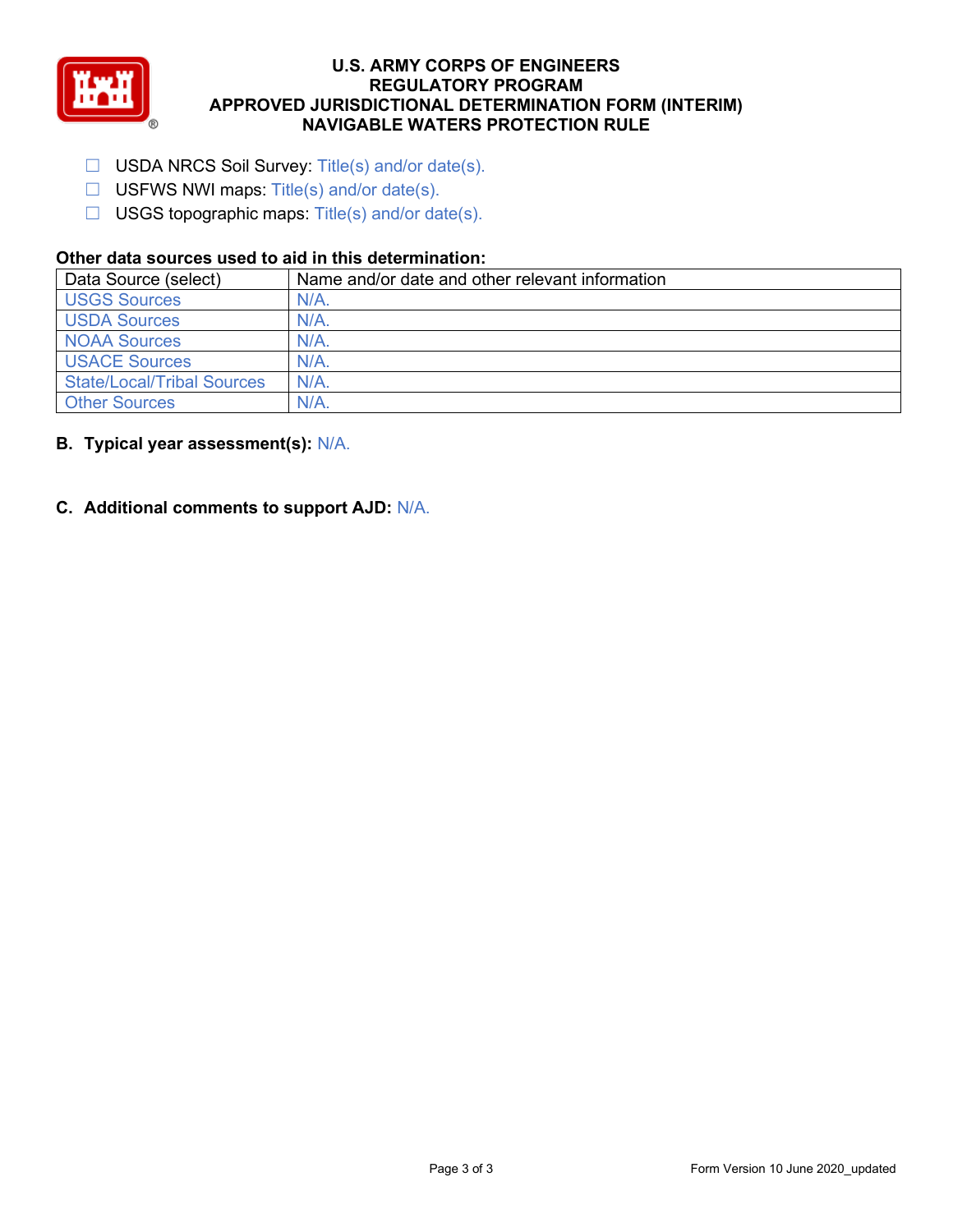- ☐ USDA NRCS Soil Survey: Title(s) and/or date(s).
- ☐ USFWS NWI maps: Title(s) and/or date(s).
- ☐ USGS topographic maps: Title(s) and/or date(s).

**Other data sources used to aid in this determination:**

| Data Source (select) | Name and/or date and other relevant information |
|---|---|
| USGS Sources | N/A. |
| USDA Sources | N/A. |
| NOAA Sources | N/A. |
| USACE Sources | N/A. |
| State/Local/Tribal Sources | N/A. |
| Other Sources | N/A. |

**B. Typical year assessment(s):** N/A.

**C. Additional comments to support AJD:** N/A.